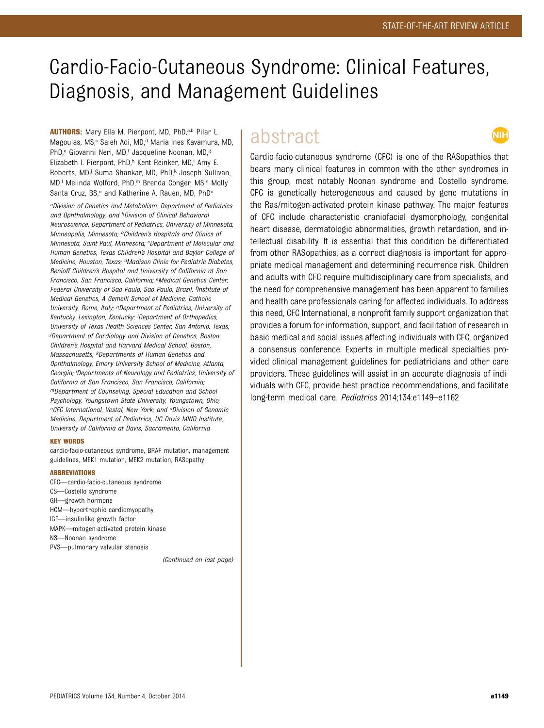# Cardio-Facio-Cutaneous Syndrome: Clinical Features, Diagnosis, and Management Guidelines

**AUTHORS:** Mary Ella M. Pierpont, MD, PhD,[a,b] Pilar L. Magoulas, MS,[c] Saleh Adi, MD,[d] Maria Ines Kavamura, MD, PhD,[e] Giovanni Neri, MD,[f] Jacqueline Noonan, MD,[g] Elizabeth I. Pierpont, PhD,[h] Kent Reinker, MD,[i] Amy E. Roberts, MD,[j] Suma Shankar, MD, PhD,[k] Joseph Sullivan, MD,[l] Melinda Wolford, PhD,[m] Brenda Conger, MS,[n] Molly Santa Cruz, BS,[n] and Katherine A. Rauen, MD, PhD[o]

*[a]Division of Genetics and Metabolism, Department of Pediatrics and Ophthalmology, and [h]Division of Clinical Behavioral Neuroscience, Department of Pediatrics, University of Minnesota, Minneapolis, Minnesota; [b]Children's Hospitals and Clinics of Minnesota, Saint Paul, Minnesota; [c]Department of Molecular and Human Genetics, Texas Children's Hospital and Baylor College of Medicine, Houston, Texas; [d]Madison Clinic for Pediatric Diabetes, Benioff Children's Hospital and University of California at San Francisco, San Francisco, California; [e]Medical Genetics Center, Federal University of Sao Paulo, Sao Paulo, Brazil; [f]Institute of Medical Genetics, A Gemelli School of Medicine, Catholic University, Rome, Italy; [g]Department of Pediatrics, University of Kentucky, Lexington, Kentucky; [i]Department of Orthopedics, University of Texas Health Sciences Center, San Antonio, Texas; [j]Department of Cardiology and Division of Genetics, Boston Children's Hospital and Harvard Medical School, Boston, Massachusetts; [k]Departments of Human Genetics and Ophthalmology, Emory University School of Medicine, Atlanta, Georgia; [l]Departments of Neurology and Pediatrics, University of California at San Francisco, San Francisco, California; [m]Department of Counseling, Special Education and School Psychology, Youngstown State University, Youngstown, Ohio; [n]CFC International, Vestal, New York; and [o]Division of Genomic Medicine, Department of Pediatrics, UC Davis MIND Institute, University of California at Davis, Sacramento, California*

**KEY WORDS**

cardio-facio-cutaneous syndrome, BRAF mutation, management guidelines, MEK1 mutation, MEK2 mutation, RASopathy

**ABBREVIATIONS**

CFC—cardio-facio-cutaneous syndrome
CS—Costello syndrome
GH—growth hormone
HCM—hypertrophic cardiomyopathy
IGF—insulinlike growth factor
MAPK—mitogen-activated protein kinase
NS—Noonan syndrome
PVS—pulmonary valvular stenosis

*(Continued on last page)*

## abstract

Cardio-facio-cutaneous syndrome (CFC) is one of the RASopathies that bears many clinical features in common with the other syndromes in this group, most notably Noonan syndrome and Costello syndrome. CFC is genetically heterogeneous and caused by gene mutations in the Ras/mitogen-activated protein kinase pathway. The major features of CFC include characteristic craniofacial dysmorphology, congenital heart disease, dermatologic abnormalities, growth retardation, and intellectual disability. It is essential that this condition be differentiated from other RASopathies, as a correct diagnosis is important for appropriate medical management and determining recurrence risk. Children and adults with CFC require multidisciplinary care from specialists, and the need for comprehensive management has been apparent to families and health care professionals caring for affected individuals. To address this need, CFC International, a nonprofit family support organization that provides a forum for information, support, and facilitation of research in basic medical and social issues affecting individuals with CFC, organized a consensus conference. Experts in multiple medical specialties provided clinical management guidelines for pediatricians and other care providers. These guidelines will assist in an accurate diagnosis of individuals with CFC, provide best practice recommendations, and facilitate long-term medical care. *Pediatrics* 2014;134:e1149–e1162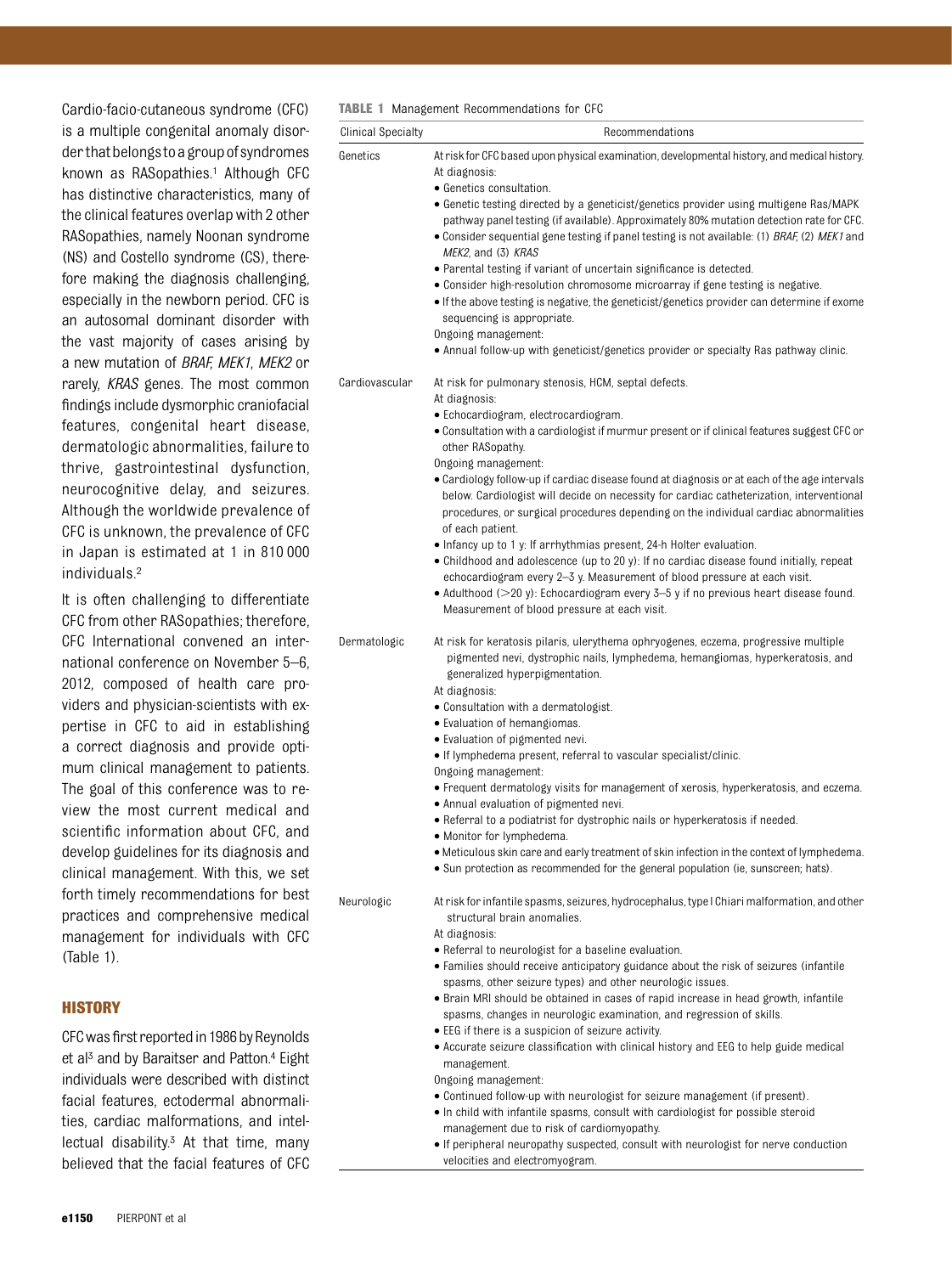Cardio-facio-cutaneous syndrome (CFC) is a multiple congenital anomaly disorder that belongs to a group of syndromes known as RASopathies.[1] Although CFC has distinctive characteristics, many of the clinical features overlap with 2 other RASopathies, namely Noonan syndrome (NS) and Costello syndrome (CS), therefore making the diagnosis challenging, especially in the newborn period. CFC is an autosomal dominant disorder with the vast majority of cases arising by a new mutation of *BRAF*, *MEK1*, *MEK2* or rarely, *KRAS* genes. The most common findings include dysmorphic craniofacial features, congenital heart disease, dermatologic abnormalities, failure to thrive, gastrointestinal dysfunction, neurocognitive delay, and seizures. Although the worldwide prevalence of CFC is unknown, the prevalence of CFC in Japan is estimated at 1 in 810 000 individuals.[2]

It is often challenging to differentiate CFC from other RASopathies; therefore, CFC International convened an international conference on November 5–6, 2012, composed of health care providers and physician-scientists with expertise in CFC to aid in establishing a correct diagnosis and provide optimum clinical management to patients. The goal of this conference was to review the most current medical and scientific information about CFC, and develop guidelines for its diagnosis and clinical management. With this, we set forth timely recommendations for best practices and comprehensive medical management for individuals with CFC (Table 1).

**TABLE 1** Management Recommendations for CFC

| Clinical Specialty | Recommendations |
|---|---|
| Genetics | At risk for CFC based upon physical examination, developmental history, and medical history.<br>At diagnosis:<br>• Genetics consultation.<br>• Genetic testing directed by a geneticist/genetics provider using multigene Ras/MAPK pathway panel testing (if available). Approximately 80% mutation detection rate for CFC.<br>• Consider sequential gene testing if panel testing is not available: (1) *BRAF*, (2) *MEK1* and *MEK2*, and (3) *KRAS*<br>• Parental testing if variant of uncertain significance is detected.<br>• Consider high-resolution chromosome microarray if gene testing is negative.<br>• If the above testing is negative, the geneticist/genetics provider can determine if exome sequencing is appropriate.<br>Ongoing management:<br>• Annual follow-up with geneticist/genetics provider or specialty Ras pathway clinic. |
| Cardiovascular | At risk for pulmonary stenosis, HCM, septal defects.<br>At diagnosis:<br>• Echocardiogram, electrocardiogram.<br>• Consultation with a cardiologist if murmur present or if clinical features suggest CFC or other RASopathy.<br>Ongoing management:<br>• Cardiology follow-up if cardiac disease found at diagnosis or at each of the age intervals below. Cardiologist will decide on necessity for cardiac catheterization, interventional procedures, or surgical procedures depending on the individual cardiac abnormalities of each patient.<br>• Infancy up to 1 y: If arrhythmias present, 24-h Holter evaluation.<br>• Childhood and adolescence (up to 20 y): If no cardiac disease found initially, repeat echocardiogram every 2–3 y. Measurement of blood pressure at each visit.<br>• Adulthood (>20 y): Echocardiogram every 3–5 y if no previous heart disease found. Measurement of blood pressure at each visit. |
| Dermatologic | At risk for keratosis pilaris, ulerythema ophryogenes, eczema, progressive multiple pigmented nevi, dystrophic nails, lymphedema, hemangiomas, hyperkeratosis, and generalized hyperpigmentation.<br>At diagnosis:<br>• Consultation with a dermatologist.<br>• Evaluation of hemangiomas.<br>• Evaluation of pigmented nevi.<br>• If lymphedema present, referral to vascular specialist/clinic.<br>Ongoing management:<br>• Frequent dermatology visits for management of xerosis, hyperkeratosis, and eczema.<br>• Annual evaluation of pigmented nevi.<br>• Referral to a podiatrist for dystrophic nails or hyperkeratosis if needed.<br>• Monitor for lymphedema.<br>• Meticulous skin care and early treatment of skin infection in the context of lymphedema.<br>• Sun protection as recommended for the general population (ie, sunscreen; hats). |
| Neurologic | At risk for infantile spasms, seizures, hydrocephalus, type I Chiari malformation, and other structural brain anomalies.<br>At diagnosis:<br>• Referral to neurologist for a baseline evaluation.<br>• Families should receive anticipatory guidance about the risk of seizures (infantile spasms, other seizure types) and other neurologic issues.<br>• Brain MRI should be obtained in cases of rapid increase in head growth, infantile spasms, changes in neurologic examination, and regression of skills.<br>• EEG if there is a suspicion of seizure activity.<br>• Accurate seizure classification with clinical history and EEG to help guide medical management.<br>Ongoing management:<br>• Continued follow-up with neurologist for seizure management (if present).<br>• In child with infantile spasms, consult with cardiologist for possible steroid management due to risk of cardiomyopathy.<br>• If peripheral neuropathy suspected, consult with neurologist for nerve conduction velocities and electromyogram. |

## HISTORY

CFC was first reported in 1986 by Reynolds et al[3] and by Baraitser and Patton.[4] Eight individuals were described with distinct facial features, ectodermal abnormalities, cardiac malformations, and intellectual disability.[3] At that time, many believed that the facial features of CFC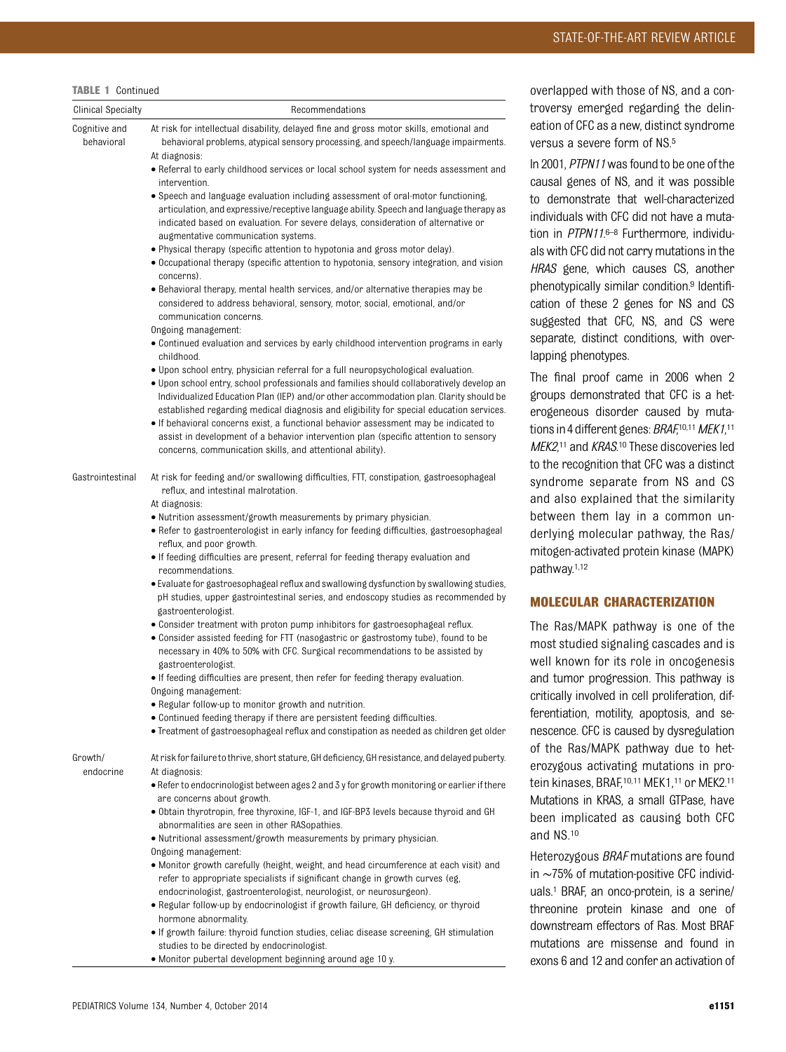**TABLE 1** Continued

| Clinical Specialty | Recommendations |
| --- | --- |
| Cognitive and behavioral | At risk for intellectual disability, delayed fine and gross motor skills, emotional and behavioral problems, atypical sensory processing, and speech/language impairments.<br>At diagnosis:<br>• Referral to early childhood services or local school system for needs assessment and intervention.<br>• Speech and language evaluation including assessment of oral-motor functioning, articulation, and expressive/receptive language ability. Speech and language therapy as indicated based on evaluation. For severe delays, consideration of alternative or augmentative communication systems.<br>• Physical therapy (specific attention to hypotonia and gross motor delay).<br>• Occupational therapy (specific attention to hypotonia, sensory integration, and vision concerns).<br>• Behavioral therapy, mental health services, and/or alternative therapies may be considered to address behavioral, sensory, motor, social, emotional, and/or communication concerns.<br>Ongoing management:<br>• Continued evaluation and services by early childhood intervention programs in early childhood.<br>• Upon school entry, physician referral for a full neuropsychological evaluation.<br>• Upon school entry, school professionals and families should collaboratively develop an Individualized Education Plan (IEP) and/or other accommodation plan. Clarity should be established regarding medical diagnosis and eligibility for special education services.<br>• If behavioral concerns exist, a functional behavior assessment may be indicated to assist in development of a behavior intervention plan (specific attention to sensory concerns, communication skills, and attentional ability). |
| Gastrointestinal | At risk for feeding and/or swallowing difficulties, FTT, constipation, gastroesophageal reflux, and intestinal malrotation.<br>At diagnosis:<br>• Nutrition assessment/growth measurements by primary physician.<br>• Refer to gastroenterologist in early infancy for feeding difficulties, gastroesophageal reflux, and poor growth.<br>• If feeding difficulties are present, referral for feeding therapy evaluation and recommendations.<br>• Evaluate for gastroesophageal reflux and swallowing dysfunction by swallowing studies, pH studies, upper gastrointestinal series, and endoscopy studies as recommended by gastroenterologist.<br>• Consider treatment with proton pump inhibitors for gastroesophageal reflux.<br>• Consider assisted feeding for FTT (nasogastric or gastrostomy tube), found to be necessary in 40% to 50% with CFC. Surgical recommendations to be assisted by gastroenterologist.<br>• If feeding difficulties are present, then refer for feeding therapy evaluation.<br>Ongoing management:<br>• Regular follow-up to monitor growth and nutrition.<br>• Continued feeding therapy if there are persistent feeding difficulties.<br>• Treatment of gastroesophageal reflux and constipation as needed as children get older |
| Growth/ endocrine | At risk for failure to thrive, short stature, GH deficiency, GH resistance, and delayed puberty.<br>At diagnosis:<br>• Refer to endocrinologist between ages 2 and 3 y for growth monitoring or earlier if there are concerns about growth.<br>• Obtain thyrotropin, free thyroxine, IGF-1, and IGF-BP3 levels because thyroid and GH abnormalities are seen in other RASopathies.<br>• Nutritional assessment/growth measurements by primary physician.<br>Ongoing management:<br>• Monitor growth carefully (height, weight, and head circumference at each visit) and refer to appropriate specialists if significant change in growth curves (eg, endocrinologist, gastroenterologist, neurologist, or neurosurgeon).<br>• Regular follow-up by endocrinologist if growth failure, GH deficiency, or thyroid hormone abnormality.<br>• If growth failure: thyroid function studies, celiac disease screening, GH stimulation studies to be directed by endocrinologist.<br>• Monitor pubertal development beginning around age 10 y. |

overlapped with those of NS, and a controversy emerged regarding the delineation of CFC as a new, distinct syndrome versus a severe form of NS.[5]

In 2001, *PTPN11* was found to be one of the causal genes of NS, and it was possible to demonstrate that well-characterized individuals with CFC did not have a mutation in *PTPN11*.[6–8] Furthermore, individuals with CFC did not carry mutations in the *HRAS* gene, which causes CS, another phenotypically similar condition.[9] Identification of these 2 genes for NS and CS suggested that CFC, NS, and CS were separate, distinct conditions, with overlapping phenotypes.

The final proof came in 2006 when 2 groups demonstrated that CFC is a heterogeneous disorder caused by mutations in 4 different genes: *BRAF*,[10,11] *MEK1*,[11] *MEK2*,[11] and *KRAS*.[10] These discoveries led to the recognition that CFC was a distinct syndrome separate from NS and CS and also explained that the similarity between them lay in a common underlying molecular pathway, the Ras/mitogen-activated protein kinase (MAPK) pathway.[1,12]

## MOLECULAR CHARACTERIZATION

The Ras/MAPK pathway is one of the most studied signaling cascades and is well known for its role in oncogenesis and tumor progression. This pathway is critically involved in cell proliferation, differentiation, motility, apoptosis, and senescence. CFC is caused by dysregulation of the Ras/MAPK pathway due to heterozygous activating mutations in protein kinases, BRAF,[10,11] MEK1,[11] or MEK2.[11] Mutations in KRAS, a small GTPase, have been implicated as causing both CFC and NS.[10]

Heterozygous *BRAF* mutations are found in ~75% of mutation-positive CFC individuals.[1] BRAF, an onco-protein, is a serine/threonine protein kinase and one of downstream effectors of Ras. Most BRAF mutations are missense and found in exons 6 and 12 and confer an activation of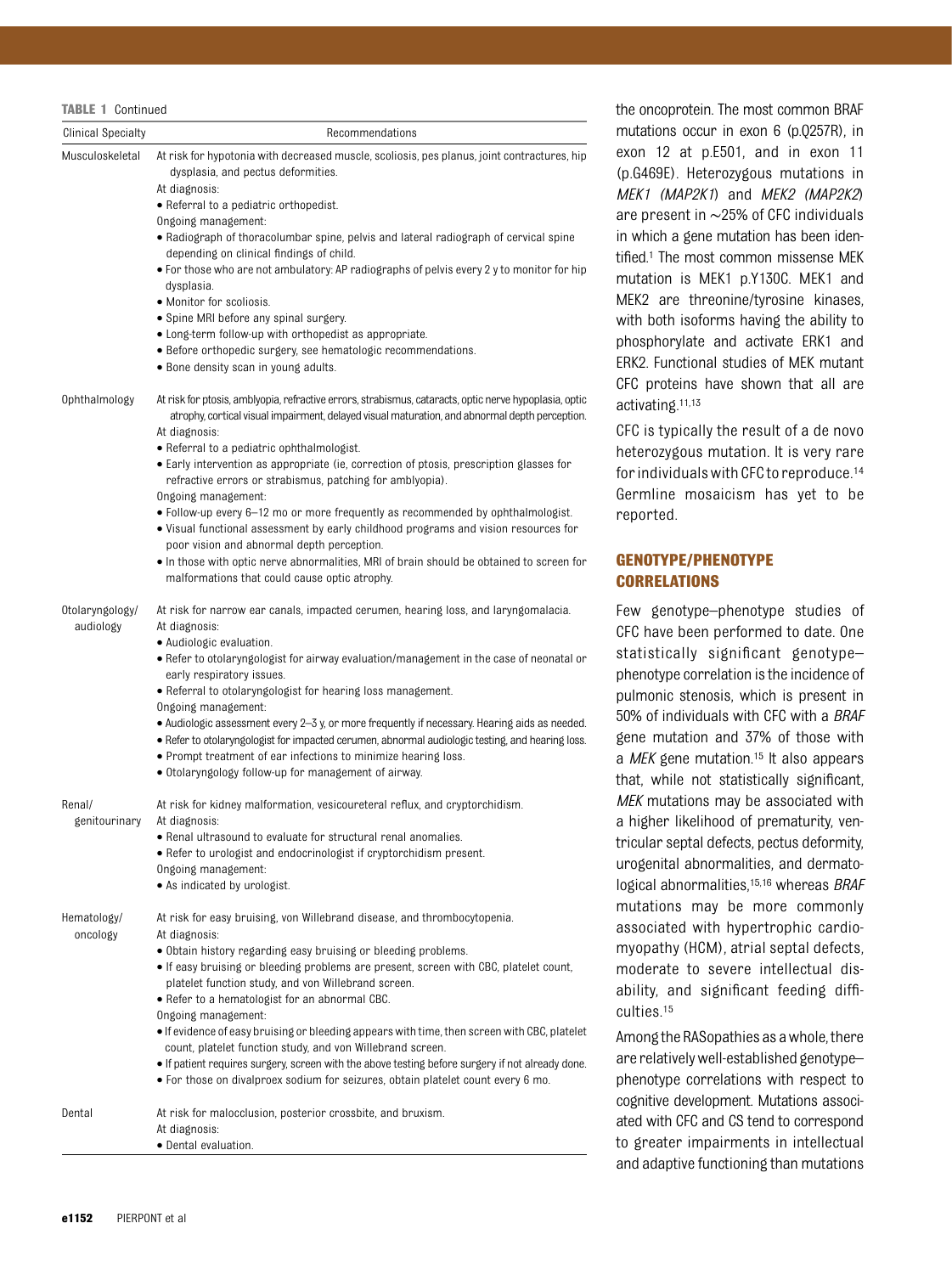**TABLE 1** Continued

| Clinical Specialty | Recommendations |
|---|---|
| Musculoskeletal | At risk for hypotonia with decreased muscle, scoliosis, pes planus, joint contractures, hip dysplasia, and pectus deformities.<br>At diagnosis:<br>• Referral to a pediatric orthopedist.<br>Ongoing management:<br>• Radiograph of thoracolumbar spine, pelvis and lateral radiograph of cervical spine depending on clinical findings of child.<br>• For those who are not ambulatory: AP radiographs of pelvis every 2 y to monitor for hip dysplasia.<br>• Monitor for scoliosis.<br>• Spine MRI before any spinal surgery.<br>• Long-term follow-up with orthopedist as appropriate.<br>• Before orthopedic surgery, see hematologic recommendations.<br>• Bone density scan in young adults. |
| Ophthalmology | At risk for ptosis, amblyopia, refractive errors, strabismus, cataracts, optic nerve hypoplasia, optic atrophy, cortical visual impairment, delayed visual maturation, and abnormal depth perception.<br>At diagnosis:<br>• Referral to a pediatric ophthalmologist.<br>• Early intervention as appropriate (ie, correction of ptosis, prescription glasses for refractive errors or strabismus, patching for amblyopia).<br>Ongoing management:<br>• Follow-up every 6–12 mo or more frequently as recommended by ophthalmologist.<br>• Visual functional assessment by early childhood programs and vision resources for poor vision and abnormal depth perception.<br>• In those with optic nerve abnormalities, MRI of brain should be obtained to screen for malformations that could cause optic atrophy. |
| Otolaryngology/ audiology | At risk for narrow ear canals, impacted cerumen, hearing loss, and laryngomalacia.<br>At diagnosis:<br>• Audiologic evaluation.<br>• Refer to otolaryngologist for airway evaluation/management in the case of neonatal or early respiratory issues.<br>• Referral to otolaryngologist for hearing loss management.<br>Ongoing management:<br>• Audiologic assessment every 2–3 y, or more frequently if necessary. Hearing aids as needed.<br>• Refer to otolaryngologist for impacted cerumen, abnormal audiologic testing, and hearing loss.<br>• Prompt treatment of ear infections to minimize hearing loss.<br>• Otolaryngology follow-up for management of airway. |
| Renal/ genitourinary | At risk for kidney malformation, vesicoureteral reflux, and cryptorchidism.<br>At diagnosis:<br>• Renal ultrasound to evaluate for structural renal anomalies.<br>• Refer to urologist and endocrinologist if cryptorchidism present.<br>Ongoing management:<br>• As indicated by urologist. |
| Hematology/ oncology | At risk for easy bruising, von Willebrand disease, and thrombocytopenia.<br>At diagnosis:<br>• Obtain history regarding easy bruising or bleeding problems.<br>• If easy bruising or bleeding problems are present, screen with CBC, platelet count, platelet function study, and von Willebrand screen.<br>• Refer to a hematologist for an abnormal CBC.<br>Ongoing management:<br>• If evidence of easy bruising or bleeding appears with time, then screen with CBC, platelet count, platelet function study, and von Willebrand screen.<br>• If patient requires surgery, screen with the above testing before surgery if not already done.<br>• For those on divalproex sodium for seizures, obtain platelet count every 6 mo. |
| Dental | At risk for malocclusion, posterior crossbite, and bruxism.<br>At diagnosis:<br>• Dental evaluation. |

the oncoprotein. The most common BRAF mutations occur in exon 6 (p.Q257R), in exon 12 at p.E501, and in exon 11 (p.G469E). Heterozygous mutations in *MEK1 (MAP2K1*) and *MEK2 (MAP2K2*) are present in ~25% of CFC individuals in which a gene mutation has been identified.[1] The most common missense MEK mutation is MEK1 p.Y130C. MEK1 and MEK2 are threonine/tyrosine kinases, with both isoforms having the ability to phosphorylate and activate ERK1 and ERK2. Functional studies of MEK mutant CFC proteins have shown that all are activating.[11,13]

CFC is typically the result of a de novo heterozygous mutation. It is very rare for individuals with CFC to reproduce.[14] Germline mosaicism has yet to be reported.

## GENOTYPE/PHENOTYPE CORRELATIONS

Few genotype–phenotype studies of CFC have been performed to date. One statistically significant genotype–phenotype correlation is the incidence of pulmonic stenosis, which is present in 50% of individuals with CFC with a *BRAF* gene mutation and 37% of those with a *MEK* gene mutation.[15] It also appears that, while not statistically significant, *MEK* mutations may be associated with a higher likelihood of prematurity, ventricular septal defects, pectus deformity, urogenital abnormalities, and dermatological abnormalities,[15,16] whereas *BRAF* mutations may be more commonly associated with hypertrophic cardiomyopathy (HCM), atrial septal defects, moderate to severe intellectual disability, and significant feeding difficulties.[15]

Among the RASopathies as a whole, there are relatively well-established genotype–phenotype correlations with respect to cognitive development. Mutations associated with CFC and CS tend to correspond to greater impairments in intellectual and adaptive functioning than mutations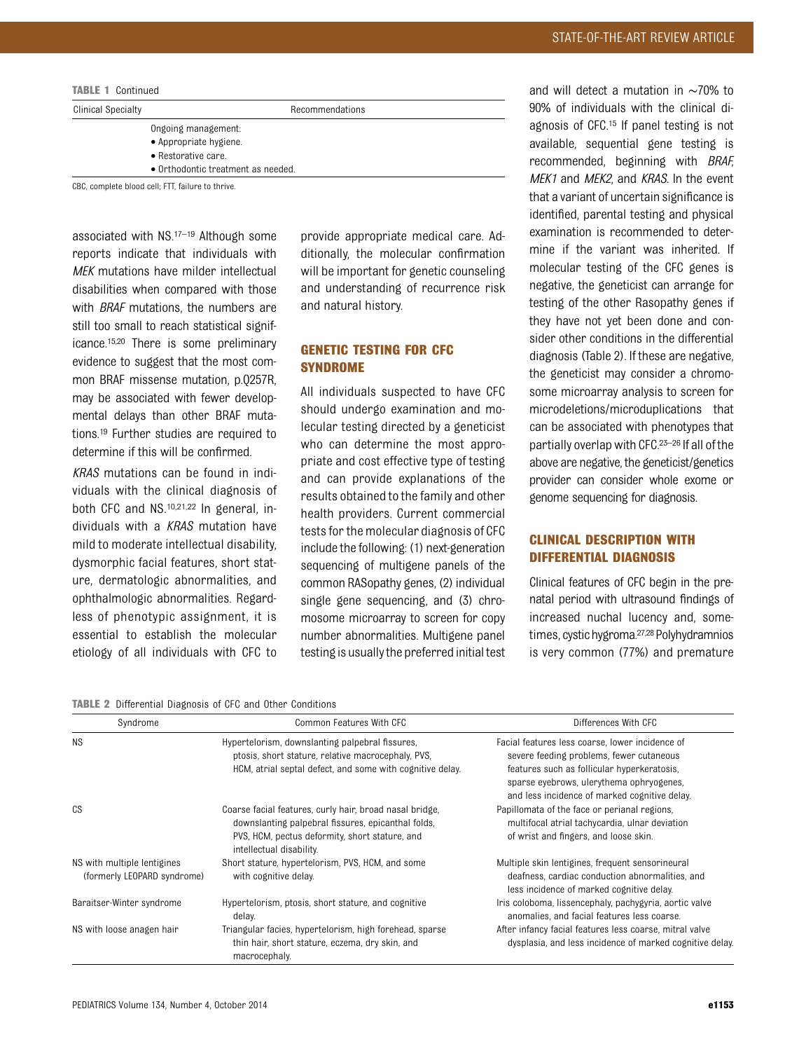**TABLE 1** Continued

| Clinical Specialty | Recommendations |
|---|---|
| | Ongoing management:<br>• Appropriate hygiene.<br>• Restorative care.<br>• Orthodontic treatment as needed. |

CBC, complete blood cell; FTT, failure to thrive.

associated with NS.[17–19] Although some reports indicate that individuals with *MEK* mutations have milder intellectual disabilities when compared with those with *BRAF* mutations, the numbers are still too small to reach statistical significance.[15,20] There is some preliminary evidence to suggest that the most common BRAF missense mutation, p.Q257R, may be associated with fewer developmental delays than other BRAF mutations.[19] Further studies are required to determine if this will be confirmed.

*KRAS* mutations can be found in individuals with the clinical diagnosis of both CFC and NS.[10,21,22] In general, individuals with a *KRAS* mutation have mild to moderate intellectual disability, dysmorphic facial features, short stature, dermatologic abnormalities, and ophthalmologic abnormalities. Regardless of phenotypic assignment, it is essential to establish the molecular etiology of all individuals with CFC to provide appropriate medical care. Additionally, the molecular confirmation will be important for genetic counseling and understanding of recurrence risk and natural history.

## GENETIC TESTING FOR CFC SYNDROME

All individuals suspected to have CFC should undergo examination and molecular testing directed by a geneticist who can determine the most appropriate and cost effective type of testing and can provide explanations of the results obtained to the family and other health providers. Current commercial tests for the molecular diagnosis of CFC include the following: (1) next-generation sequencing of multigene panels of the common RASopathy genes, (2) individual single gene sequencing, and (3) chromosome microarray to screen for copy number abnormalities. Multigene panel testing is usually the preferred initial test and will detect a mutation in ~70% to 90% of individuals with the clinical diagnosis of CFC.[15] If panel testing is not available, sequential gene testing is recommended, beginning with *BRAF*, *MEK1* and *MEK2*, and *KRAS*. In the event that a variant of uncertain significance is identified, parental testing and physical examination is recommended to determine if the variant was inherited. If molecular testing of the CFC genes is negative, the geneticist can arrange for testing of the other Rasopathy genes if they have not yet been done and consider other conditions in the differential diagnosis (Table 2). If these are negative, the geneticist may consider a chromosome microarray analysis to screen for microdeletions/microduplications that can be associated with phenotypes that partially overlap with CFC.[23–26] If all of the above are negative, the geneticist/genetics provider can consider whole exome or genome sequencing for diagnosis.

## CLINICAL DESCRIPTION WITH DIFFERENTIAL DIAGNOSIS

Clinical features of CFC begin in the prenatal period with ultrasound findings of increased nuchal lucency and, sometimes, cystic hygroma.[27,28] Polyhydramnios is very common (77%) and premature

**TABLE 2** Differential Diagnosis of CFC and Other Conditions

| Syndrome | Common Features With CFC | Differences With CFC |
|---|---|---|
| NS | Hypertelorism, downslanting palpebral fissures, ptosis, short stature, relative macrocephaly, PVS, HCM, atrial septal defect, and some with cognitive delay. | Facial features less coarse, lower incidence of severe feeding problems, fewer cutaneous features such as follicular hyperkeratosis, sparse eyebrows, ulerythema ophryogenes, and less incidence of marked cognitive delay. |
| CS | Coarse facial features, curly hair, broad nasal bridge, downslanting palpebral fissures, epicanthal folds, PVS, HCM, pectus deformity, short stature, and intellectual disability. | Papillomata of the face or perianal regions, multifocal atrial tachycardia, ulnar deviation of wrist and fingers, and loose skin. |
| NS with multiple lentigines (formerly LEOPARD syndrome) | Short stature, hypertelorism, PVS, HCM, and some with cognitive delay. | Multiple skin lentigines, frequent sensorineural deafness, cardiac conduction abnormalities, and less incidence of marked cognitive delay. |
| Baraitser-Winter syndrome | Hypertelorism, ptosis, short stature, and cognitive delay. | Iris coloboma, lissencephaly, pachygyria, aortic valve anomalies, and facial features less coarse. |
| NS with loose anagen hair | Triangular facies, hypertelorism, high forehead, sparse thin hair, short stature, eczema, dry skin, and macrocephaly. | After infancy facial features less coarse, mitral valve dysplasia, and less incidence of marked cognitive delay. |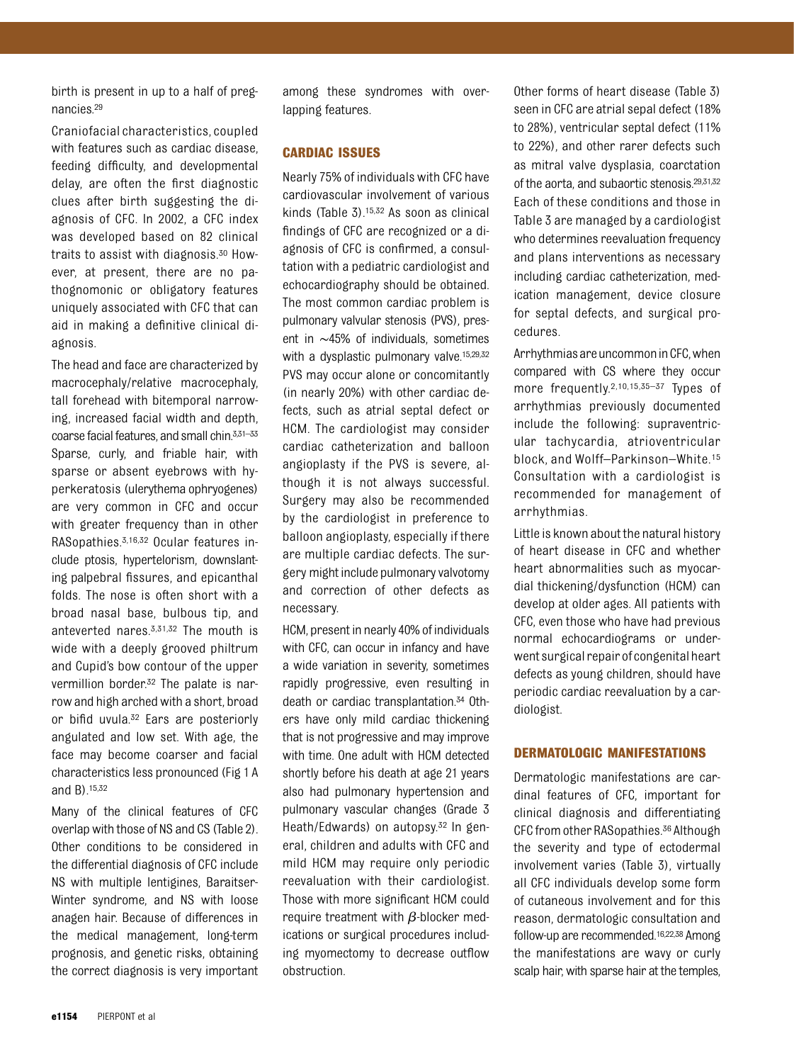birth is present in up to a half of pregnancies.[29]

Craniofacial characteristics, coupled with features such as cardiac disease, feeding difficulty, and developmental delay, are often the first diagnostic clues after birth suggesting the diagnosis of CFC. In 2002, a CFC index was developed based on 82 clinical traits to assist with diagnosis.[30] However, at present, there are no pathognomonic or obligatory features uniquely associated with CFC that can aid in making a definitive clinical diagnosis.

The head and face are characterized by macrocephaly/relative macrocephaly, tall forehead with bitemporal narrowing, increased facial width and depth, coarse facial features, and small chin.[3,31–33] Sparse, curly, and friable hair, with sparse or absent eyebrows with hyperkeratosis (ulerythema ophryogenes) are very common in CFC and occur with greater frequency than in other RASopathies.[3,16,32] Ocular features include ptosis, hypertelorism, downslanting palpebral fissures, and epicanthal folds. The nose is often short with a broad nasal base, bulbous tip, and anteverted nares.[3,31,32] The mouth is wide with a deeply grooved philtrum and Cupid's bow contour of the upper vermillion border.[32] The palate is narrow and high arched with a short, broad or bifid uvula.[32] Ears are posteriorly angulated and low set. With age, the face may become coarser and facial characteristics less pronounced (Fig 1 A and B).[15,32]

Many of the clinical features of CFC overlap with those of NS and CS (Table 2). Other conditions to be considered in the differential diagnosis of CFC include NS with multiple lentigines, Baraitser-Winter syndrome, and NS with loose anagen hair. Because of differences in the medical management, long-term prognosis, and genetic risks, obtaining the correct diagnosis is very important among these syndromes with overlapping features.

## CARDIAC ISSUES

Nearly 75% of individuals with CFC have cardiovascular involvement of various kinds (Table 3).[15,32] As soon as clinical findings of CFC are recognized or a diagnosis of CFC is confirmed, a consultation with a pediatric cardiologist and echocardiography should be obtained. The most common cardiac problem is pulmonary valvular stenosis (PVS), present in ~45% of individuals, sometimes with a dysplastic pulmonary valve.[15,29,32] PVS may occur alone or concomitantly (in nearly 20%) with other cardiac defects, such as atrial septal defect or HCM. The cardiologist may consider cardiac catheterization and balloon angioplasty if the PVS is severe, although it is not always successful. Surgery may also be recommended by the cardiologist in preference to balloon angioplasty, especially if there are multiple cardiac defects. The surgery might include pulmonary valvotomy and correction of other defects as necessary.

HCM, present in nearly 40% of individuals with CFC, can occur in infancy and have a wide variation in severity, sometimes rapidly progressive, even resulting in death or cardiac transplantation.[34] Others have only mild cardiac thickening that is not progressive and may improve with time. One adult with HCM detected shortly before his death at age 21 years also had pulmonary hypertension and pulmonary vascular changes (Grade 3 Heath/Edwards) on autopsy.[32] In general, children and adults with CFC and mild HCM may require only periodic reevaluation with their cardiologist. Those with more significant HCM could require treatment with $\beta$-blocker medications or surgical procedures including myomectomy to decrease outflow obstruction.

Other forms of heart disease (Table 3) seen in CFC are atrial sepal defect (18% to 28%), ventricular septal defect (11% to 22%), and other rarer defects such as mitral valve dysplasia, coarctation of the aorta, and subaortic stenosis.[29,31,32] Each of these conditions and those in Table 3 are managed by a cardiologist who determines reevaluation frequency and plans interventions as necessary including cardiac catheterization, medication management, device closure for septal defects, and surgical procedures.

Arrhythmias are uncommon in CFC, when compared with CS where they occur more frequently.[2,10,15,35–37] Types of arrhythmias previously documented include the following: supraventricular tachycardia, atrioventricular block, and Wolff–Parkinson–White.[15] Consultation with a cardiologist is recommended for management of arrhythmias.

Little is known about the natural history of heart disease in CFC and whether heart abnormalities such as myocardial thickening/dysfunction (HCM) can develop at older ages. All patients with CFC, even those who have had previous normal echocardiograms or underwent surgical repair of congenital heart defects as young children, should have periodic cardiac reevaluation by a cardiologist.

## DERMATOLOGIC MANIFESTATIONS

Dermatologic manifestations are cardinal features of CFC, important for clinical diagnosis and differentiating CFC from other RASopathies.[36] Although the severity and type of ectodermal involvement varies (Table 3), virtually all CFC individuals develop some form of cutaneous involvement and for this reason, dermatologic consultation and follow-up are recommended.[16,22,38] Among the manifestations are wavy or curly scalp hair, with sparse hair at the temples,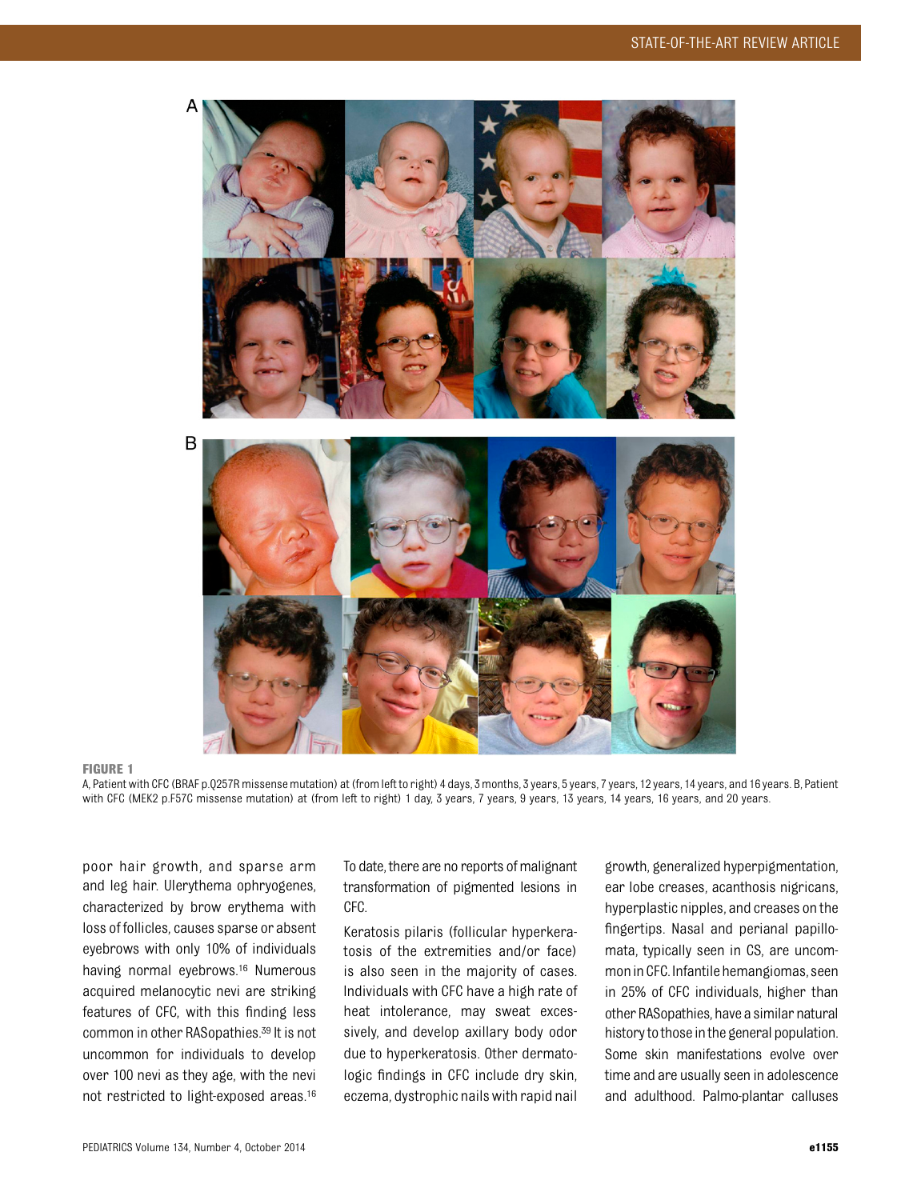FIGURE 1

A, Patient with CFC (BRAF p.Q257R missense mutation) at (from left to right) 4 days, 3 months, 3 years, 5 years, 7 years, 12 years, 14 years, and 16 years. B, Patient with CFC (MEK2 p.F57C missense mutation) at (from left to right) 1 day, 3 years, 7 years, 9 years, 13 years, 14 years, 16 years, and 20 years.

poor hair growth, and sparse arm and leg hair. Ulerythema ophryogenes, characterized by brow erythema with loss of follicles, causes sparse or absent eyebrows with only 10% of individuals having normal eyebrows.[16] Numerous acquired melanocytic nevi are striking features of CFC, with this finding less common in other RASopathies.[39] It is not uncommon for individuals to develop over 100 nevi as they age, with the nevi not restricted to light-exposed areas.[16] To date, there are no reports of malignant transformation of pigmented lesions in CFC.

Keratosis pilaris (follicular hyperkeratosis of the extremities and/or face) is also seen in the majority of cases. Individuals with CFC have a high rate of heat intolerance, may sweat excessively, and develop axillary body odor due to hyperkeratosis. Other dermatologic findings in CFC include dry skin, eczema, dystrophic nails with rapid nail growth, generalized hyperpigmentation, ear lobe creases, acanthosis nigricans, hyperplastic nipples, and creases on the fingertips. Nasal and perianal papillomata, typically seen in CS, are uncommon in CFC. Infantile hemangiomas, seen in 25% of CFC individuals, higher than other RASopathies, have a similar natural history to those in the general population. Some skin manifestations evolve over time and are usually seen in adolescence and adulthood. Palmo-plantar calluses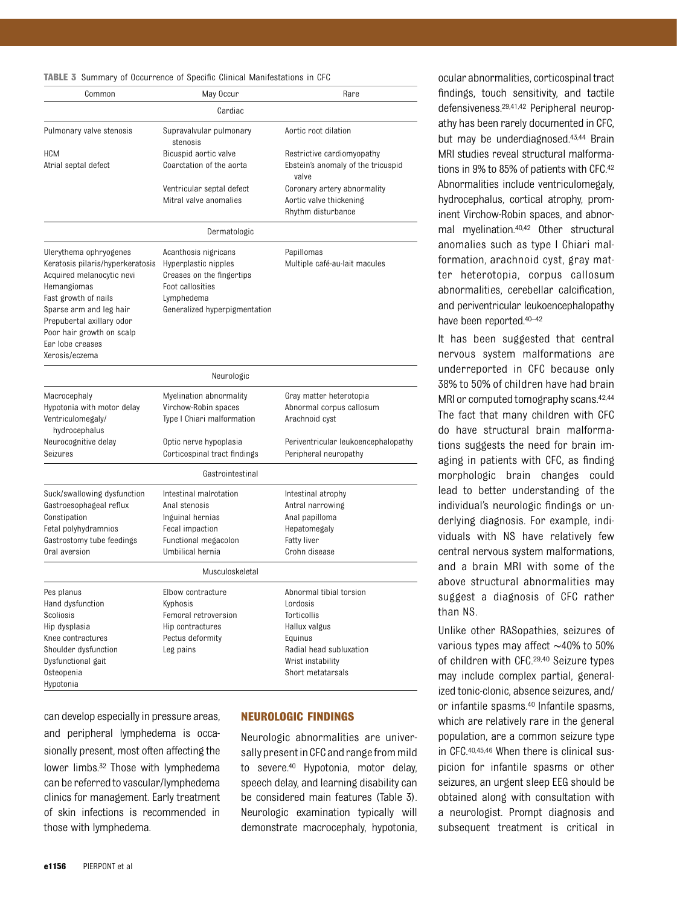**TABLE 3** Summary of Occurrence of Specific Clinical Manifestations in CFC

| Common | May Occur | Rare |
|---|---|---|
| | **Cardiac** | |
| Pulmonary valve stenosis | Supravalvular pulmonary stenosis | Aortic root dilation |
| HCM | Bicuspid aortic valve | Restrictive cardiomyopathy |
| Atrial septal defect | Coarctation of the aorta | Ebstein's anomaly of the tricuspid valve |
| | Ventricular septal defect | Coronary artery abnormality |
| | Mitral valve anomalies | Aortic valve thickening |
| | | Rhythm disturbance |
| | **Dermatologic** | |
| Ulerythema ophryogenes | Acanthosis nigricans | Papillomas |
| Keratosis pilaris/hyperkeratosis | Hyperplastic nipples | Multiple café-au-lait macules |
| Acquired melanocytic nevi | Creases on the fingertips | |
| Hemangiomas | Foot callosities | |
| Fast growth of nails | Lymphedema | |
| Sparse arm and leg hair | Generalized hyperpigmentation | |
| Prepubertal axillary odor | | |
| Poor hair growth on scalp | | |
| Ear lobe creases | | |
| Xerosis/eczema | | |
| | **Neurologic** | |
| Macrocephaly | Myelination abnormality | Gray matter heterotopia |
| Hypotonia with motor delay | Virchow-Robin spaces | Abnormal corpus callosum |
| Ventriculomegaly/ hydrocephalus | Type I Chiari malformation | Arachnoid cyst |
| Neurocognitive delay | Optic nerve hypoplasia | Periventricular leukoencephalopathy |
| Seizures | Corticospinal tract findings | Peripheral neuropathy |
| | **Gastrointestinal** | |
| Suck/swallowing dysfunction | Intestinal malrotation | Intestinal atrophy |
| Gastroesophageal reflux | Anal stenosis | Antral narrowing |
| Constipation | Inguinal hernias | Anal papilloma |
| Fetal polyhydramnios | Fecal impaction | Hepatomegaly |
| Gastrostomy tube feedings | Functional megacolon | Fatty liver |
| Oral aversion | Umbilical hernia | Crohn disease |
| | **Musculoskeletal** | |
| Pes planus | Elbow contracture | Abnormal tibial torsion |
| Hand dysfunction | Kyphosis | Lordosis |
| Scoliosis | Femoral retroversion | Torticollis |
| Hip dysplasia | Hip contractures | Hallux valgus |
| Knee contractures | Pectus deformity | Equinus |
| Shoulder dysfunction | Leg pains | Radial head subluxation |
| Dysfunctional gait | | Wrist instability |
| Osteopenia | | Short metatarsals |
| Hypotonia | | |

can develop especially in pressure areas, and peripheral lymphedema is occasionally present, most often affecting the lower limbs.[32] Those with lymphedema can be referred to vascular/lymphedema clinics for management. Early treatment of skin infections is recommended in those with lymphedema.

## NEUROLOGIC FINDINGS

Neurologic abnormalities are universally present in CFC and range from mild to severe.[40] Hypotonia, motor delay, speech delay, and learning disability can be considered main features (Table 3). Neurologic examination typically will demonstrate macrocephaly, hypotonia, ocular abnormalities, corticospinal tract findings, touch sensitivity, and tactile defensiveness.[29,41,42] Peripheral neuropathy has been rarely documented in CFC, but may be underdiagnosed.[43,44] Brain MRI studies reveal structural malformations in 9% to 85% of patients with CFC.[42] Abnormalities include ventriculomegaly, hydrocephalus, cortical atrophy, prominent Virchow-Robin spaces, and abnormal myelination.[40,42] Other structural anomalies such as type I Chiari malformation, arachnoid cyst, gray matter heterotopia, corpus callosum abnormalities, cerebellar calcification, and periventricular leukoencephalopathy have been reported.[40–42]

It has been suggested that central nervous system malformations are underreported in CFC because only 38% to 50% of children have had brain MRI or computed tomography scans.[42,44] The fact that many children with CFC do have structural brain malformations suggests the need for brain imaging in patients with CFC, as finding morphologic brain changes could lead to better understanding of the individual's neurologic findings or underlying diagnosis. For example, individuals with NS have relatively few central nervous system malformations, and a brain MRI with some of the above structural abnormalities may suggest a diagnosis of CFC rather than NS.

Unlike other RASopathies, seizures of various types may affect ~40% to 50% of children with CFC.[29,40] Seizure types may include complex partial, generalized tonic-clonic, absence seizures, and/or infantile spasms.[40] Infantile spasms, which are relatively rare in the general population, are a common seizure type in CFC.[40,45,46] When there is clinical suspicion for infantile spasms or other seizures, an urgent sleep EEG should be obtained along with consultation with a neurologist. Prompt diagnosis and subsequent treatment is critical in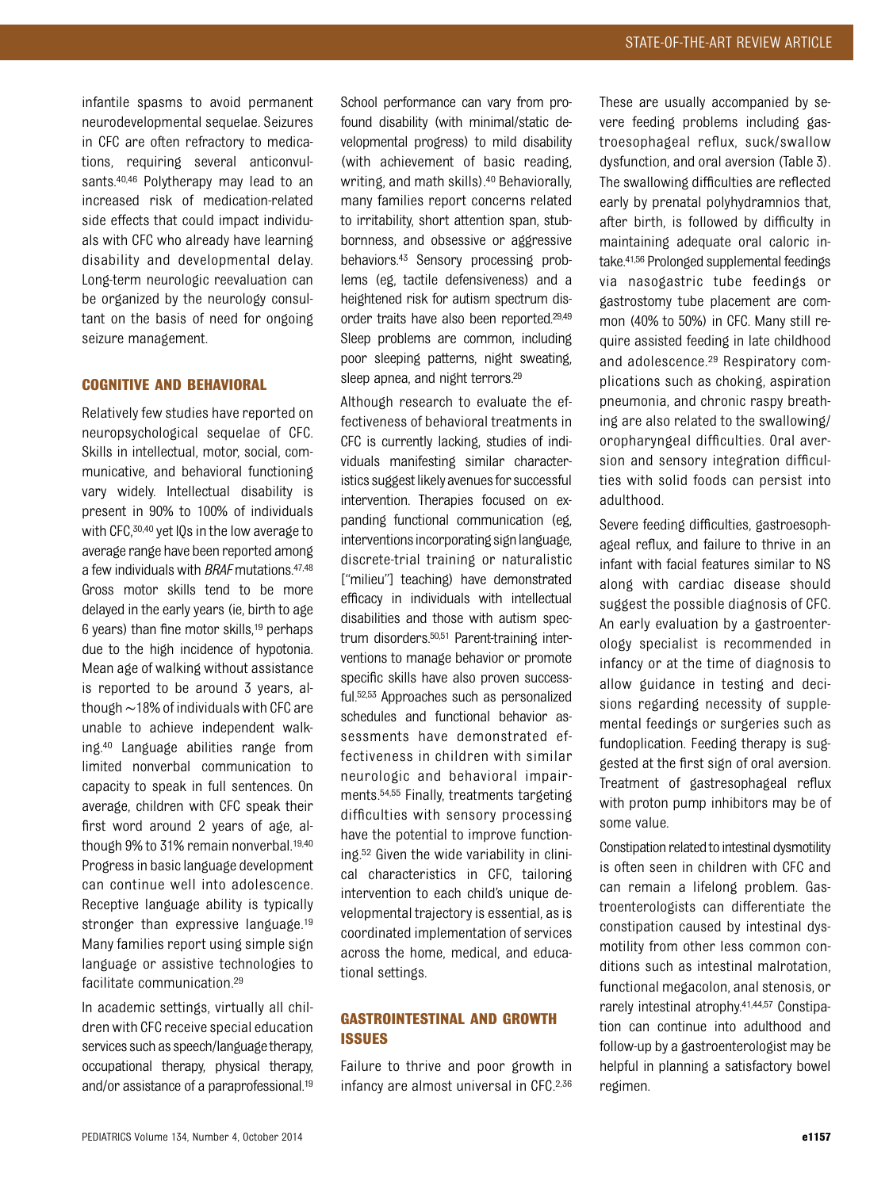infantile spasms to avoid permanent neurodevelopmental sequelae. Seizures in CFC are often refractory to medications, requiring several anticonvulsants.[40,46] Polytherapy may lead to an increased risk of medication-related side effects that could impact individuals with CFC who already have learning disability and developmental delay. Long-term neurologic reevaluation can be organized by the neurology consultant on the basis of need for ongoing seizure management.

## COGNITIVE AND BEHAVIORAL

Relatively few studies have reported on neuropsychological sequelae of CFC. Skills in intellectual, motor, social, communicative, and behavioral functioning vary widely. Intellectual disability is present in 90% to 100% of individuals with CFC,[30,40] yet IQs in the low average to average range have been reported among a few individuals with *BRAF* mutations.[47,48] Gross motor skills tend to be more delayed in the early years (ie, birth to age 6 years) than fine motor skills,[19] perhaps due to the high incidence of hypotonia. Mean age of walking without assistance is reported to be around 3 years, although ~18% of individuals with CFC are unable to achieve independent walking.[40] Language abilities range from limited nonverbal communication to capacity to speak in full sentences. On average, children with CFC speak their first word around 2 years of age, although 9% to 31% remain nonverbal.[19,40] Progress in basic language development can continue well into adolescence. Receptive language ability is typically stronger than expressive language.[19] Many families report using simple sign language or assistive technologies to facilitate communication.[29]

In academic settings, virtually all children with CFC receive special education services such as speech/language therapy, occupational therapy, physical therapy, and/or assistance of a paraprofessional.[19] School performance can vary from profound disability (with minimal/static developmental progress) to mild disability (with achievement of basic reading, writing, and math skills).[40] Behaviorally, many families report concerns related to irritability, short attention span, stubbornness, and obsessive or aggressive behaviors.[43] Sensory processing problems (eg, tactile defensiveness) and a heightened risk for autism spectrum disorder traits have also been reported.[29,49] Sleep problems are common, including poor sleeping patterns, night sweating, sleep apnea, and night terrors.[29]

Although research to evaluate the effectiveness of behavioral treatments in CFC is currently lacking, studies of individuals manifesting similar characteristics suggest likely avenues for successful intervention. Therapies focused on expanding functional communication (eg, interventions incorporating sign language, discrete-trial training or naturalistic ["milieu"] teaching) have demonstrated efficacy in individuals with intellectual disabilities and those with autism spectrum disorders.[50,51] Parent-training interventions to manage behavior or promote specific skills have also proven successful.[52,53] Approaches such as personalized schedules and functional behavior assessments have demonstrated effectiveness in children with similar neurologic and behavioral impairments.[54,55] Finally, treatments targeting difficulties with sensory processing have the potential to improve functioning.[52] Given the wide variability in clinical characteristics in CFC, tailoring intervention to each child's unique developmental trajectory is essential, as is coordinated implementation of services across the home, medical, and educational settings.

## GASTROINTESTINAL AND GROWTH ISSUES

Failure to thrive and poor growth in infancy are almost universal in CFC.[2,36] These are usually accompanied by severe feeding problems including gastroesophageal reflux, suck/swallow dysfunction, and oral aversion (Table 3). The swallowing difficulties are reflected early by prenatal polyhydramnios that, after birth, is followed by difficulty in maintaining adequate oral caloric intake.[41,56] Prolonged supplemental feedings via nasogastric tube feedings or gastrostomy tube placement are common (40% to 50%) in CFC. Many still require assisted feeding in late childhood and adolescence.[29] Respiratory complications such as choking, aspiration pneumonia, and chronic raspy breathing are also related to the swallowing/oropharyngeal difficulties. Oral aversion and sensory integration difficulties with solid foods can persist into adulthood.

Severe feeding difficulties, gastroesophageal reflux, and failure to thrive in an infant with facial features similar to NS along with cardiac disease should suggest the possible diagnosis of CFC. An early evaluation by a gastroenterology specialist is recommended in infancy or at the time of diagnosis to allow guidance in testing and decisions regarding necessity of supplemental feedings or surgeries such as fundoplication. Feeding therapy is suggested at the first sign of oral aversion. Treatment of gastresophageal reflux with proton pump inhibitors may be of some value.

Constipation related to intestinal dysmotility is often seen in children with CFC and can remain a lifelong problem. Gastroenterologists can differentiate the constipation caused by intestinal dysmotility from other less common conditions such as intestinal malrotation, functional megacolon, anal stenosis, or rarely intestinal atrophy.[41,44,57] Constipation can continue into adulthood and follow-up by a gastroenterologist may be helpful in planning a satisfactory bowel regimen.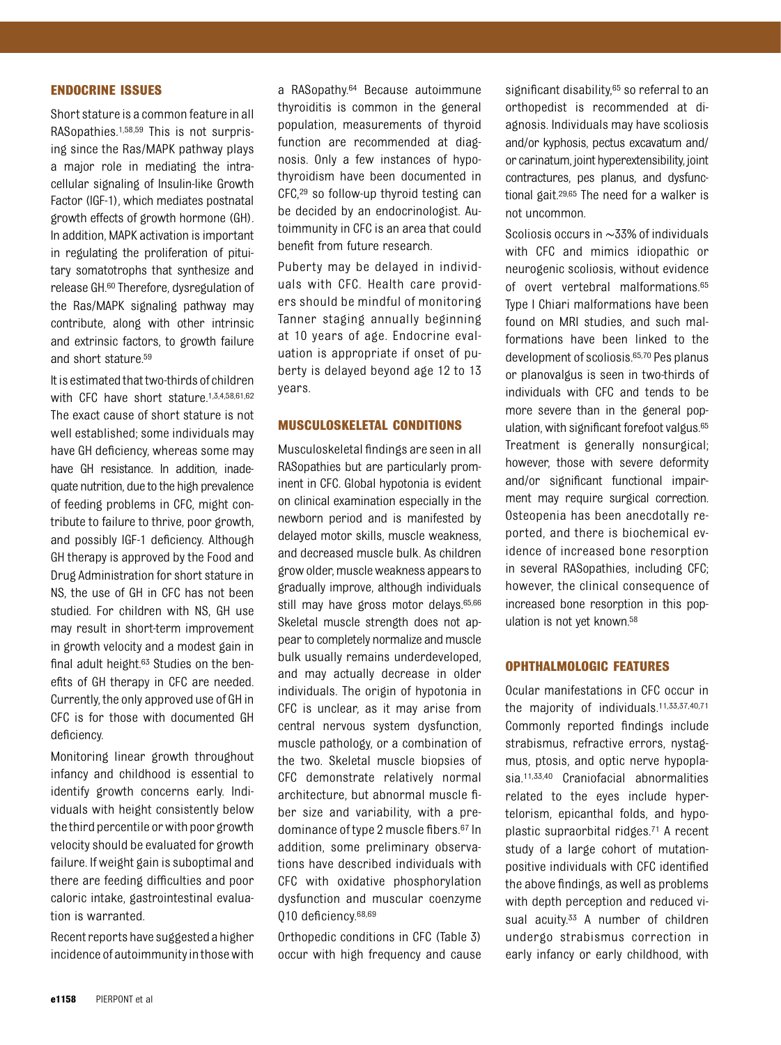## ENDOCRINE ISSUES

Short stature is a common feature in all RASopathies.[1,58,59] This is not surprising since the Ras/MAPK pathway plays a major role in mediating the intracellular signaling of Insulin-like Growth Factor (IGF-1), which mediates postnatal growth effects of growth hormone (GH). In addition, MAPK activation is important in regulating the proliferation of pituitary somatotrophs that synthesize and release GH.[60] Therefore, dysregulation of the Ras/MAPK signaling pathway may contribute, along with other intrinsic and extrinsic factors, to growth failure and short stature.[59]

It is estimated that two-thirds of children with CFC have short stature.[1,3,4,58,61,62] The exact cause of short stature is not well established; some individuals may have GH deficiency, whereas some may have GH resistance. In addition, inadequate nutrition, due to the high prevalence of feeding problems in CFC, might contribute to failure to thrive, poor growth, and possibly IGF-1 deficiency. Although GH therapy is approved by the Food and Drug Administration for short stature in NS, the use of GH in CFC has not been studied. For children with NS, GH use may result in short-term improvement in growth velocity and a modest gain in final adult height.[63] Studies on the benefits of GH therapy in CFC are needed. Currently, the only approved use of GH in CFC is for those with documented GH deficiency.

Monitoring linear growth throughout infancy and childhood is essential to identify growth concerns early. Individuals with height consistently below the third percentile or with poor growth velocity should be evaluated for growth failure. If weight gain is suboptimal and there are feeding difficulties and poor caloric intake, gastrointestinal evaluation is warranted.

Recent reports have suggested a higher incidence of autoimmunity in those with a RASopathy.[64] Because autoimmune thyroiditis is common in the general population, measurements of thyroid function are recommended at diagnosis. Only a few instances of hypothyroidism have been documented in CFC,[29] so follow-up thyroid testing can be decided by an endocrinologist. Autoimmunity in CFC is an area that could benefit from future research.

Puberty may be delayed in individuals with CFC. Health care providers should be mindful of monitoring Tanner staging annually beginning at 10 years of age. Endocrine evaluation is appropriate if onset of puberty is delayed beyond age 12 to 13 years.

## MUSCULOSKELETAL CONDITIONS

Musculoskeletal findings are seen in all RASopathies but are particularly prominent in CFC. Global hypotonia is evident on clinical examination especially in the newborn period and is manifested by delayed motor skills, muscle weakness, and decreased muscle bulk. As children grow older, muscle weakness appears to gradually improve, although individuals still may have gross motor delays.[65,66] Skeletal muscle strength does not appear to completely normalize and muscle bulk usually remains underdeveloped, and may actually decrease in older individuals. The origin of hypotonia in CFC is unclear, as it may arise from central nervous system dysfunction, muscle pathology, or a combination of the two. Skeletal muscle biopsies of CFC demonstrate relatively normal architecture, but abnormal muscle fiber size and variability, with a predominance of type 2 muscle fibers.[67] In addition, some preliminary observations have described individuals with CFC with oxidative phosphorylation dysfunction and muscular coenzyme Q10 deficiency.[68,69]

Orthopedic conditions in CFC (Table 3) occur with high frequency and cause significant disability,[65] so referral to an orthopedist is recommended at diagnosis. Individuals may have scoliosis and/or kyphosis, pectus excavatum and/or carinatum, joint hyperextensibility, joint contractures, pes planus, and dysfunctional gait.[29,65] The need for a walker is not uncommon.

Scoliosis occurs in ~33% of individuals with CFC and mimics idiopathic or neurogenic scoliosis, without evidence of overt vertebral malformations.[65] Type I Chiari malformations have been found on MRI studies, and such malformations have been linked to the development of scoliosis.[65,70] Pes planus or planovalgus is seen in two-thirds of individuals with CFC and tends to be more severe than in the general population, with significant forefoot valgus.[65] Treatment is generally nonsurgical; however, those with severe deformity and/or significant functional impairment may require surgical correction. Osteopenia has been anecdotally reported, and there is biochemical evidence of increased bone resorption in several RASopathies, including CFC; however, the clinical consequence of increased bone resorption in this population is not yet known.[58]

## OPHTHALMOLOGIC FEATURES

Ocular manifestations in CFC occur in the majority of individuals.[11,33,37,40,71] Commonly reported findings include strabismus, refractive errors, nystagmus, ptosis, and optic nerve hypoplasia.[11,33,40] Craniofacial abnormalities related to the eyes include hypertelorism, epicanthal folds, and hypoplastic supraorbital ridges.[71] A recent study of a large cohort of mutation-positive individuals with CFC identified the above findings, as well as problems with depth perception and reduced visual acuity.[33] A number of children undergo strabismus correction in early infancy or early childhood, with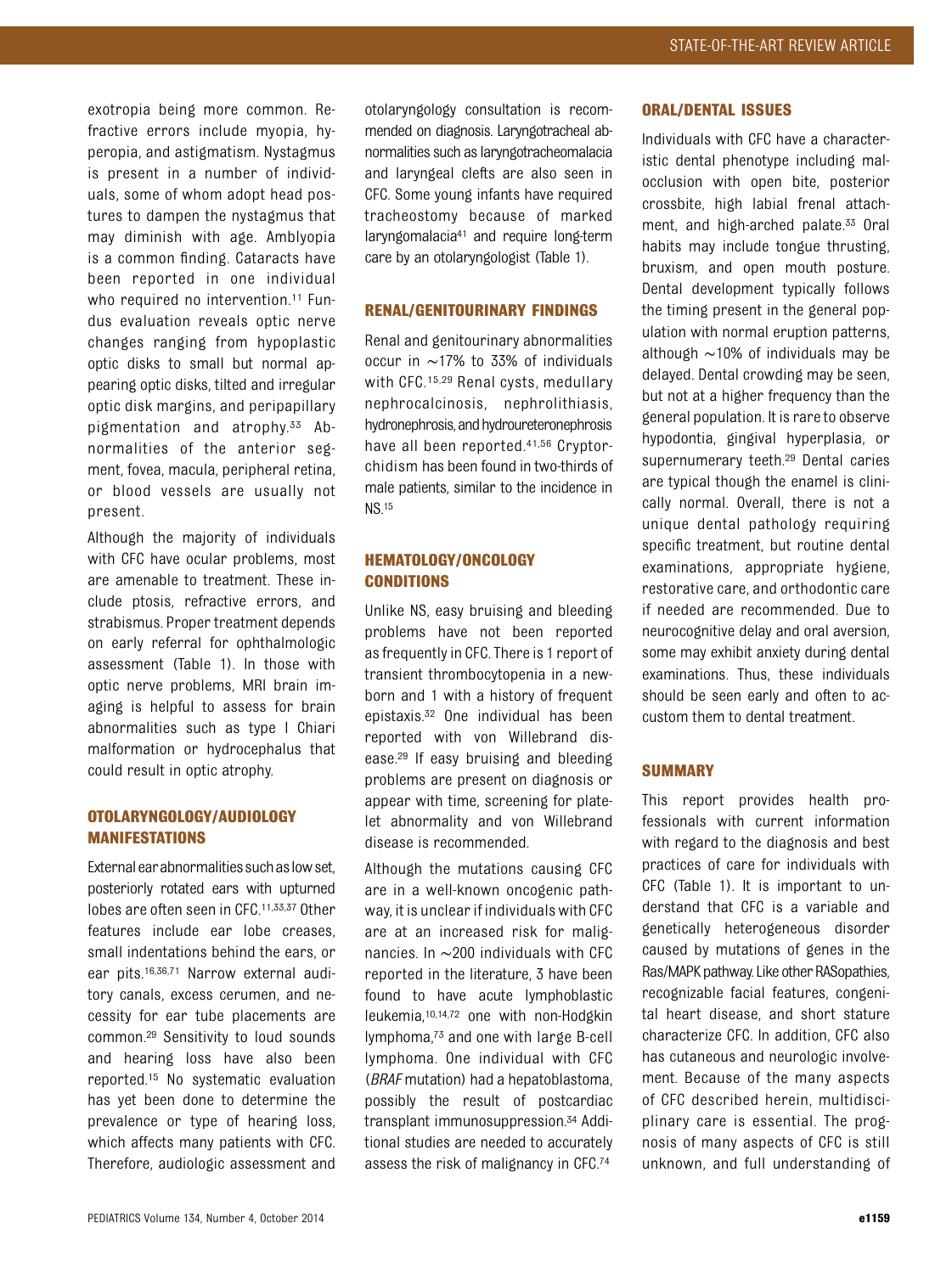exotropia being more common. Refractive errors include myopia, hyperopia, and astigmatism. Nystagmus is present in a number of individuals, some of whom adopt head postures to dampen the nystagmus that may diminish with age. Amblyopia is a common finding. Cataracts have been reported in one individual who required no intervention.[11] Fundus evaluation reveals optic nerve changes ranging from hypoplastic optic disks to small but normal appearing optic disks, tilted and irregular optic disk margins, and peripapillary pigmentation and atrophy.[33] Abnormalities of the anterior segment, fovea, macula, peripheral retina, or blood vessels are usually not present.

Although the majority of individuals with CFC have ocular problems, most are amenable to treatment. These include ptosis, refractive errors, and strabismus. Proper treatment depends on early referral for ophthalmologic assessment (Table 1). In those with optic nerve problems, MRI brain imaging is helpful to assess for brain abnormalities such as type I Chiari malformation or hydrocephalus that could result in optic atrophy.

## OTOLARYNGOLOGY/AUDIOLOGY MANIFESTATIONS

External ear abnormalities such as low set, posteriorly rotated ears with upturned lobes are often seen in CFC.[11,33,37] Other features include ear lobe creases, small indentations behind the ears, or ear pits.[16,36,71] Narrow external auditory canals, excess cerumen, and necessity for ear tube placements are common.[29] Sensitivity to loud sounds and hearing loss have also been reported.[15] No systematic evaluation has yet been done to determine the prevalence or type of hearing loss, which affects many patients with CFC. Therefore, audiologic assessment and otolaryngology consultation is recommended on diagnosis. Laryngotracheal abnormalities such as laryngotracheomalacia and laryngeal clefts are also seen in CFC. Some young infants have required tracheostomy because of marked laryngomalacia[41] and require long-term care by an otolaryngologist (Table 1).

## RENAL/GENITOURINARY FINDINGS

Renal and genitourinary abnormalities occur in ~17% to 33% of individuals with CFC.[15,29] Renal cysts, medullary nephrocalcinosis, nephrolithiasis, hydronephrosis, and hydroureteronephrosis have all been reported.[41,56] Cryptorchidism has been found in two-thirds of male patients, similar to the incidence in NS.[15]

## HEMATOLOGY/ONCOLOGY CONDITIONS

Unlike NS, easy bruising and bleeding problems have not been reported as frequently in CFC. There is 1 report of transient thrombocytopenia in a newborn and 1 with a history of frequent epistaxis.[32] One individual has been reported with von Willebrand disease.[29] If easy bruising and bleeding problems are present on diagnosis or appear with time, screening for platelet abnormality and von Willebrand disease is recommended.

Although the mutations causing CFC are in a well-known oncogenic pathway, it is unclear if individuals with CFC are at an increased risk for malignancies. In ~200 individuals with CFC reported in the literature, 3 have been found to have acute lymphoblastic leukemia,[10,14,72] one with non-Hodgkin lymphoma,[73] and one with large B-cell lymphoma. One individual with CFC (*BRAF* mutation) had a hepatoblastoma, possibly the result of postcardiac transplant immunosuppression.[34] Additional studies are needed to accurately assess the risk of malignancy in CFC.[74]

## ORAL/DENTAL ISSUES

Individuals with CFC have a characteristic dental phenotype including malocclusion with open bite, posterior crossbite, high labial frenal attachment, and high-arched palate.[33] Oral habits may include tongue thrusting, bruxism, and open mouth posture. Dental development typically follows the timing present in the general population with normal eruption patterns, although ~10% of individuals may be delayed. Dental crowding may be seen, but not at a higher frequency than the general population. It is rare to observe hypodontia, gingival hyperplasia, or supernumerary teeth.[29] Dental caries are typical though the enamel is clinically normal. Overall, there is not a unique dental pathology requiring specific treatment, but routine dental examinations, appropriate hygiene, restorative care, and orthodontic care if needed are recommended. Due to neurocognitive delay and oral aversion, some may exhibit anxiety during dental examinations. Thus, these individuals should be seen early and often to accustom them to dental treatment.

## SUMMARY

This report provides health professionals with current information with regard to the diagnosis and best practices of care for individuals with CFC (Table 1). It is important to understand that CFC is a variable and genetically heterogeneous disorder caused by mutations of genes in the Ras/MAPK pathway. Like other RASopathies, recognizable facial features, congenital heart disease, and short stature characterize CFC. In addition, CFC also has cutaneous and neurologic involvement. Because of the many aspects of CFC described herein, multidisciplinary care is essential. The prognosis of many aspects of CFC is still unknown, and full understanding of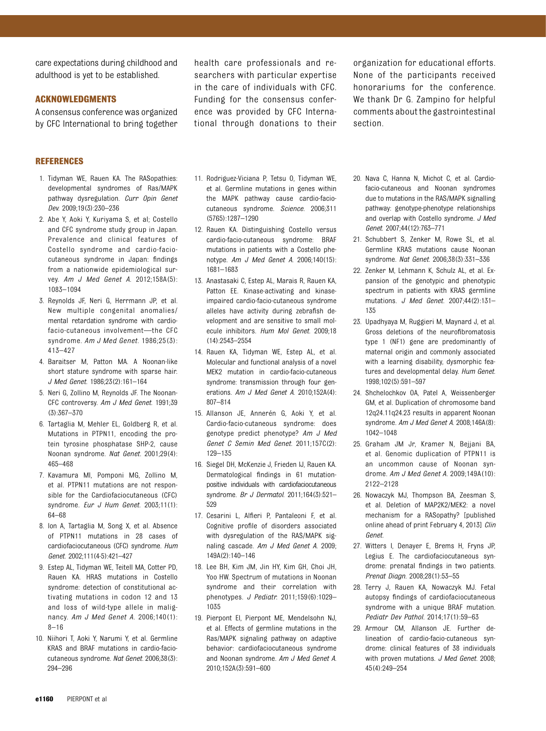care expectations during childhood and adulthood is yet to be established.

## ACKNOWLEDGMENTS

A consensus conference was organized by CFC International to bring together health care professionals and researchers with particular expertise in the care of individuals with CFC. Funding for the consensus conference was provided by CFC International through donations to their organization for educational efforts. None of the participants received honorariums for the conference. We thank Dr G. Zampino for helpful comments about the gastrointestinal section.

## REFERENCES

1. Tidyman WE, Rauen KA. The RASopathies: developmental syndromes of Ras/MAPK pathway dysregulation. *Curr Opin Genet Dev*. 2009;19(3):230–236
2. Abe Y, Aoki Y, Kuriyama S, et al; Costello and CFC syndrome study group in Japan. Prevalence and clinical features of Costello syndrome and cardio-facio-cutaneous syndrome in Japan: findings from a nationwide epidemiological survey. *Am J Med Genet A*. 2012;158A(5):1083–1094
3. Reynolds JF, Neri G, Herrmann JP, et al. New multiple congenital anomalies/mental retardation syndrome with cardio-facio-cutaneous involvement—the CFC syndrome. *Am J Med Genet*. 1986;25(3):413–427
4. Baraitser M, Patton MA. A Noonan-like short stature syndrome with sparse hair. *J Med Genet*. 1986;23(2):161–164
5. Neri G, Zollino M, Reynolds JF. The Noonan-CFC controversy. *Am J Med Genet*. 1991;39(3):367–370
6. Tartaglia M, Mehler EL, Goldberg R, et al. Mutations in PTPN11, encoding the protein tyrosine phosphatase SHP-2, cause Noonan syndrome. *Nat Genet*. 2001;29(4):465–468
7. Kavamura MI, Pomponi MG, Zollino M, et al. PTPN11 mutations are not responsible for the Cardiofaciocutaneous (CFC) syndrome. *Eur J Hum Genet*. 2003;11(1):64–68
8. Ion A, Tartaglia M, Song X, et al. Absence of PTPN11 mutations in 28 cases of cardiofaciocutaneous (CFC) syndrome. *Hum Genet*. 2002;111(4-5):421–427
9. Estep AL, Tidyman WE, Teitell MA, Cotter PD, Rauen KA. HRAS mutations in Costello syndrome: detection of constitutional activating mutations in codon 12 and 13 and loss of wild-type allele in malignancy. *Am J Med Genet A*. 2006;140(1):8–16
10. Niihori T, Aoki Y, Narumi Y, et al. Germline KRAS and BRAF mutations in cardio-facio-cutaneous syndrome. *Nat Genet*. 2006;38(3):294–296
11. Rodriguez-Viciana P, Tetsu O, Tidyman WE, et al. Germline mutations in genes within the MAPK pathway cause cardio-facio-cutaneous syndrome. *Science*. 2006;311(5765):1287–1290
12. Rauen KA. Distinguishing Costello versus cardio-facio-cutaneous syndrome: BRAF mutations in patients with a Costello phenotype. *Am J Med Genet A*. 2006;140(15):1681–1683
13. Anastasaki C, Estep AL, Marais R, Rauen KA, Patton EE. Kinase-activating and kinase-impaired cardio-facio-cutaneous syndrome alleles have activity during zebrafish development and are sensitive to small molecule inhibitors. *Hum Mol Genet*. 2009;18(14):2543–2554
14. Rauen KA, Tidyman WE, Estep AL, et al. Molecular and functional analysis of a novel MEK2 mutation in cardio-facio-cutaneous syndrome: transmission through four generations. *Am J Med Genet A*. 2010;152A(4):807–814
15. Allanson JE, Annerén G, Aoki Y, et al. Cardio-facio-cutaneous syndrome: does genotype predict phenotype? *Am J Med Genet C Semin Med Genet*. 2011;157C(2):129–135
16. Siegel DH, McKenzie J, Frieden IJ, Rauen KA. Dermatological findings in 61 mutation-positive individuals with cardiofaciocutaneous syndrome. *Br J Dermatol*. 2011;164(3):521–529
17. Cesarini L, Alfieri P, Pantaleoni F, et al. Cognitive profile of disorders associated with dysregulation of the RAS/MAPK signaling cascade. *Am J Med Genet A*. 2009;149A(2):140–146
18. Lee BH, Kim JM, Jin HY, Kim GH, Choi JH, Yoo HW. Spectrum of mutations in Noonan syndrome and their correlation with phenotypes. *J Pediatr*. 2011;159(6):1029–1035
19. Pierpont EI, Pierpont ME, Mendelsohn NJ, et al. Effects of germline mutations in the Ras/MAPK signaling pathway on adaptive behavior: cardiofaciocutaneous syndrome and Noonan syndrome. *Am J Med Genet A*. 2010;152A(3):591–600
20. Nava C, Hanna N, Michot C, et al. Cardio-facio-cutaneous and Noonan syndromes due to mutations in the RAS/MAPK signalling pathway: genotype-phenotype relationships and overlap with Costello syndrome. *J Med Genet*. 2007;44(12):763–771
21. Schubbert S, Zenker M, Rowe SL, et al. Germline KRAS mutations cause Noonan syndrome. *Nat Genet*. 2006;38(3):331–336
22. Zenker M, Lehmann K, Schulz AL, et al. Expansion of the genotypic and phenotypic spectrum in patients with KRAS germline mutations. *J Med Genet*. 2007;44(2):131–135
23. Upadhyaya M, Ruggieri M, Maynard J, et al. Gross deletions of the neurofibromatosis type 1 (NF1) gene are predominantly of maternal origin and commonly associated with a learning disability, dysmorphic features and developmental delay. *Hum Genet*. 1998;102(5):591–597
24. Shchelochkov OA, Patel A, Weissenberger GM, et al. Duplication of chromosome band 12q24.11q24.23 results in apparent Noonan syndrome. *Am J Med Genet A*. 2008;146A(8):1042–1048
25. Graham JM Jr, Kramer N, Bejjani BA, et al. Genomic duplication of PTPN11 is an uncommon cause of Noonan syndrome. *Am J Med Genet A*. 2009;149A(10):2122–2128
26. Nowaczyk MJ, Thompson BA, Zeesman S, et al. Deletion of MAP2K2/MEK2: a novel mechanism for a RASopathy? [published online ahead of print February 4, 2013] *Clin Genet*.
27. Witters I, Denayer E, Brems H, Fryns JP, Legius E. The cardiofaciocutaneous syndrome: prenatal findings in two patients. *Prenat Diagn*. 2008;28(1):53–55
28. Terry J, Rauen KA, Nowaczyk MJ. Fetal autopsy findings of cardiofaciocutaneous syndrome with a unique BRAF mutation. *Pediatr Dev Pathol*. 2014;17(1):59–63
29. Armour CM, Allanson JE. Further delineation of cardio-facio-cutaneous syndrome: clinical features of 38 individuals with proven mutations. *J Med Genet*. 2008;45(4):249–254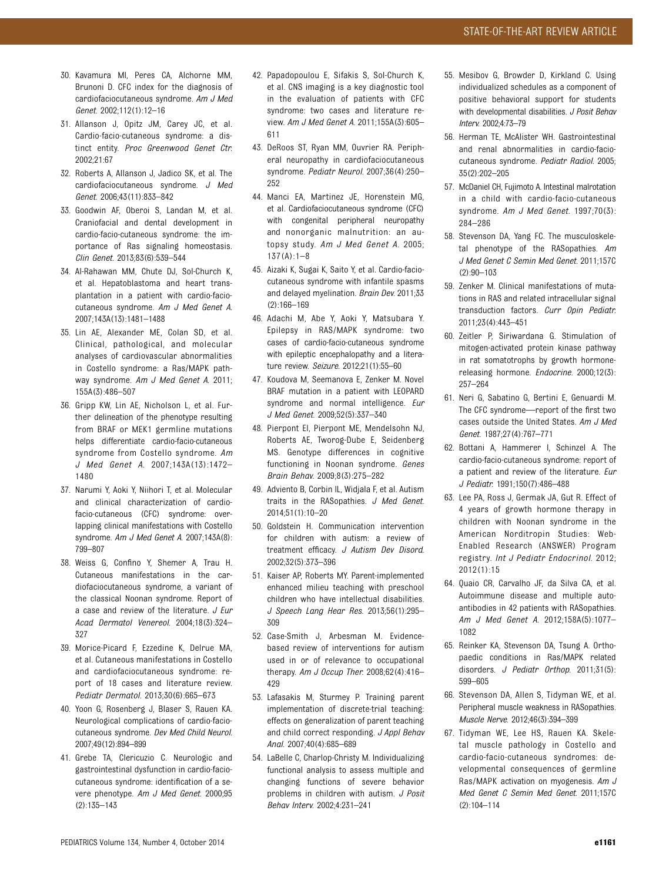30. Kavamura MI, Peres CA, Alchorne MM, Brunoni D. CFC index for the diagnosis of cardiofaciocutaneous syndrome. *Am J Med Genet*. 2002;112(1):12–16
31. Allanson J, Opitz JM, Carey JC, et al. Cardio-facio-cutaneous syndrome: a distinct entity. *Proc Greenwood Genet Ctr*. 2002;21:67
32. Roberts A, Allanson J, Jadico SK, et al. The cardiofaciocutaneous syndrome. *J Med Genet*. 2006;43(11):833–842
33. Goodwin AF, Oberoi S, Landan M, et al. Craniofacial and dental development in cardio-facio-cutaneous syndrome: the importance of Ras signaling homeostasis. *Clin Genet*. 2013;83(6):539–544
34. Al-Rahawan MM, Chute DJ, Sol-Church K, et al. Hepatoblastoma and heart transplantation in a patient with cardio-facio-cutaneous syndrome. *Am J Med Genet A*. 2007;143A(13):1481–1488
35. Lin AE, Alexander ME, Colan SD, et al. Clinical, pathological, and molecular analyses of cardiovascular abnormalities in Costello syndrome: a Ras/MAPK pathway syndrome. *Am J Med Genet A*. 2011;155A(3):486–507
36. Gripp KW, Lin AE, Nicholson L, et al. Further delineation of the phenotype resulting from BRAF or MEK1 germline mutations helps differentiate cardio-facio-cutaneous syndrome from Costello syndrome. *Am J Med Genet A*. 2007;143A(13):1472–1480
37. Narumi Y, Aoki Y, Niihori T, et al. Molecular and clinical characterization of cardio-facio-cutaneous (CFC) syndrome: overlapping clinical manifestations with Costello syndrome. *Am J Med Genet A*. 2007;143A(8):799–807
38. Weiss G, Confino Y, Shemer A, Trau H. Cutaneous manifestations in the cardiofaciocutaneous syndrome, a variant of the classical Noonan syndrome. Report of a case and review of the literature. *J Eur Acad Dermatol Venereol*. 2004;18(3):324–327
39. Morice-Picard F, Ezzedine K, Delrue MA, et al. Cutaneous manifestations in Costello and cardiofaciocutaneous syndrome: report of 18 cases and literature review. *Pediatr Dermatol*. 2013;30(6):665–673
40. Yoon G, Rosenberg J, Blaser S, Rauen KA. Neurological complications of cardio-facio-cutaneous syndrome. *Dev Med Child Neurol*. 2007;49(12):894–899
41. Grebe TA, Clericuzio C. Neurologic and gastrointestinal dysfunction in cardio-facio-cutaneous syndrome: identification of a severe phenotype. *Am J Med Genet*. 2000;95(2):135–143
42. Papadopoulou E, Sifakis S, Sol-Church K, et al. CNS imaging is a key diagnostic tool in the evaluation of patients with CFC syndrome: two cases and literature review. *Am J Med Genet A*. 2011;155A(3):605–611
43. DeRoos ST, Ryan MM, Ouvrier RA. Peripheral neuropathy in cardiofaciocutaneous syndrome. *Pediatr Neurol*. 2007;36(4):250–252
44. Manci EA, Martinez JE, Horenstein MG, et al. Cardiofaciocutaneous syndrome (CFC) with congenital peripheral neuropathy and nonorganic malnutrition: an autopsy study. *Am J Med Genet A*. 2005;137(A):1–8
45. Aizaki K, Sugai K, Saito Y, et al. Cardio-facio-cutaneous syndrome with infantile spasms and delayed myelination. *Brain Dev*. 2011;33(2):166–169
46. Adachi M, Abe Y, Aoki Y, Matsubara Y. Epilepsy in RAS/MAPK syndrome: two cases of cardio-facio-cutaneous syndrome with epileptic encephalopathy and a literature review. *Seizure*. 2012;21(1):55–60
47. Koudova M, Seemanova E, Zenker M. Novel BRAF mutation in a patient with LEOPARD syndrome and normal intelligence. *Eur J Med Genet*. 2009;52(5):337–340
48. Pierpont EI, Pierpont ME, Mendelsohn NJ, Roberts AE, Tworog-Dube E, Seidenberg MS. Genotype differences in cognitive functioning in Noonan syndrome. *Genes Brain Behav*. 2009;8(3):275–282
49. Adviento B, Corbin IL, Widjaja F, et al. Autism traits in the RASopathies. *J Med Genet*. 2014;51(1):10–20
50. Goldstein H. Communication intervention for children with autism: a review of treatment efficacy. *J Autism Dev Disord*. 2002;32(5):373–396
51. Kaiser AP, Roberts MY. Parent-implemented enhanced milieu teaching with preschool children who have intellectual disabilities. *J Speech Lang Hear Res*. 2013;56(1):295–309
52. Case-Smith J, Arbesman M. Evidence-based review of interventions for autism used in or of relevance to occupational therapy. *Am J Occup Ther*. 2008;62(4):416–429
53. Lafasakis M, Sturmey P. Training parent implementation of discrete-trial teaching: effects on generalization of parent teaching and child correct responding. *J Appl Behav Anal*. 2007;40(4):685–689
54. LaBelle C, Charlop-Christy M. Individualizing functional analysis to assess multiple and changing functions of severe behavior problems in children with autism. *J Posit Behav Interv*. 2002;4:231–241
55. Mesibov G, Browder D, Kirkland C. Using individualized schedules as a component of positive behavioral support for students with developmental disabilities. *J Posit Behav Interv*. 2002;4:73–79
56. Herman TE, McAlister WH. Gastrointestinal and renal abnormalities in cardio-facio-cutaneous syndrome. *Pediatr Radiol*. 2005;35(2):202–205
57. McDaniel CH, Fujimoto A. Intestinal malrotation in a child with cardio-facio-cutaneous syndrome. *Am J Med Genet*. 1997;70(3):284–286
58. Stevenson DA, Yang FC. The musculoskeletal phenotype of the RASopathies. *Am J Med Genet C Semin Med Genet*. 2011;157C(2):90–103
59. Zenker M. Clinical manifestations of mutations in RAS and related intracellular signal transduction factors. *Curr Opin Pediatr*. 2011;23(4):443–451
60. Zeitler P, Siriwardana G. Stimulation of mitogen-activated protein kinase pathway in rat somatotrophs by growth hormone-releasing hormone. *Endocrine*. 2000;12(3):257–264
61. Neri G, Sabatino G, Bertini E, Genuardi M. The CFC syndrome—report of the first two cases outside the United States. *Am J Med Genet*. 1987;27(4):767–771
62. Bottani A, Hammerer I, Schinzel A. The cardio-facio-cutaneous syndrome: report of a patient and review of the literature. *Eur J Pediatr*. 1991;150(7):486–488
63. Lee PA, Ross J, Germak JA, Gut R. Effect of 4 years of growth hormone therapy in children with Noonan syndrome in the American Norditropin Studies: Web-Enabled Research (ANSWER) Program registry. *Int J Pediatr Endocrinol*. 2012;2012(1):15
64. Quaio CR, Carvalho JF, da Silva CA, et al. Autoimmune disease and multiple autoantibodies in 42 patients with RASopathies. *Am J Med Genet A*. 2012;158A(5):1077–1082
65. Reinker KA, Stevenson DA, Tsung A. Orthopaedic conditions in Ras/MAPK related disorders. *J Pediatr Orthop*. 2011;31(5):599–605
66. Stevenson DA, Allen S, Tidyman WE, et al. Peripheral muscle weakness in RASopathies. *Muscle Nerve*. 2012;46(3):394–399
67. Tidyman WE, Lee HS, Rauen KA. Skeletal muscle pathology in Costello and cardio-facio-cutaneous syndromes: developmental consequences of germline Ras/MAPK activation on myogenesis. *Am J Med Genet C Semin Med Genet*. 2011;157C(2):104–114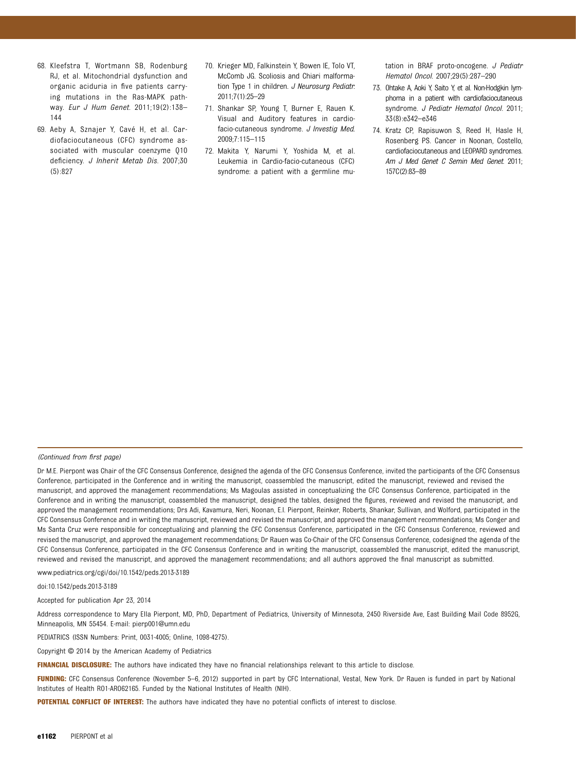68. Kleefstra T, Wortmann SB, Rodenburg RJ, et al. Mitochondrial dysfunction and organic aciduria in five patients carrying mutations in the Ras-MAPK pathway. *Eur J Hum Genet*. 2011;19(2):138–144
69. Aeby A, Sznajer Y, Cavé H, et al. Cardiofaciocutaneous (CFC) syndrome associated with muscular coenzyme Q10 deficiency. *J Inherit Metab Dis*. 2007;30(5):827
70. Krieger MD, Falkinstein Y, Bowen IE, Tolo VT, McComb JG. Scoliosis and Chiari malformation Type 1 in children. *J Neurosurg Pediatr*. 2011;7(1):25–29
71. Shankar SP, Young T, Burner E, Rauen K. Visual and Auditory features in cardio-facio-cutaneous syndrome. *J Investig Med*. 2009;7:115–115
72. Makita Y, Narumi Y, Yoshida M, et al. Leukemia in Cardio-facio-cutaneous (CFC) syndrome: a patient with a germline mutation in BRAF proto-oncogene. *J Pediatr Hematol Oncol*. 2007;29(5):287–290
73. Ohtake A, Aoki Y, Saito Y, et al. Non-Hodgkin lymphoma in a patient with cardiofaciocutaneous syndrome. *J Pediatr Hematol Oncol*. 2011;33(8):e342–e346
74. Kratz CP, Rapisuwon S, Reed H, Hasle H, Rosenberg PS. Cancer in Noonan, Costello, cardiofaciocutaneous and LEOPARD syndromes. *Am J Med Genet C Semin Med Genet*. 2011;157C(2):83–89

---

*(Continued from first page)*

Dr M.E. Pierpont was Chair of the CFC Consensus Conference, designed the agenda of the CFC Consensus Conference, invited the participants of the CFC Consensus Conference, participated in the Conference and in writing the manuscript, coassembled the manuscript, edited the manuscript, reviewed and revised the manuscript, and approved the management recommendations; Ms Magoulas assisted in conceptualizing the CFC Consensus Conference, participated in the Conference and in writing the manuscript, coassembled the manuscript, designed the tables, designed the figures, reviewed and revised the manuscript, and approved the management recommendations; Drs Adi, Kavamura, Neri, Noonan, E.I. Pierpont, Reinker, Roberts, Shankar, Sullivan, and Wolford, participated in the CFC Consensus Conference and in writing the manuscript, reviewed and revised the manuscript, and approved the management recommendations; Ms Conger and Ms Santa Cruz were responsible for conceptualizing and planning the CFC Consensus Conference, participated in the CFC Consensus Conference, reviewed and revised the manuscript, and approved the management recommendations; Dr Rauen was Co-Chair of the CFC Consensus Conference, codesigned the agenda of the CFC Consensus Conference, participated in the CFC Consensus Conference and in writing the manuscript, coassembled the manuscript, edited the manuscript, reviewed and revised the manuscript, and approved the management recommendations; and all authors approved the final manuscript as submitted.

www.pediatrics.org/cgi/doi/10.1542/peds.2013-3189

doi:10.1542/peds.2013-3189

Accepted for publication Apr 23, 2014

Address correspondence to Mary Ella Pierpont, MD, PhD, Department of Pediatrics, University of Minnesota, 2450 Riverside Ave, East Building Mail Code 8952G, Minneapolis, MN 55454. E-mail: pierp001@umn.edu

PEDIATRICS (ISSN Numbers: Print, 0031-4005; Online, 1098-4275).

Copyright © 2014 by the American Academy of Pediatrics

**FINANCIAL DISCLOSURE:** The authors have indicated they have no financial relationships relevant to this article to disclose.

**FUNDING:** CFC Consensus Conference (November 5–6, 2012) supported in part by CFC International, Vestal, New York. Dr Rauen is funded in part by National Institutes of Health R01-AR062165. Funded by the National Institutes of Health (NIH).

**POTENTIAL CONFLICT OF INTEREST:** The authors have indicated they have no potential conflicts of interest to disclose.